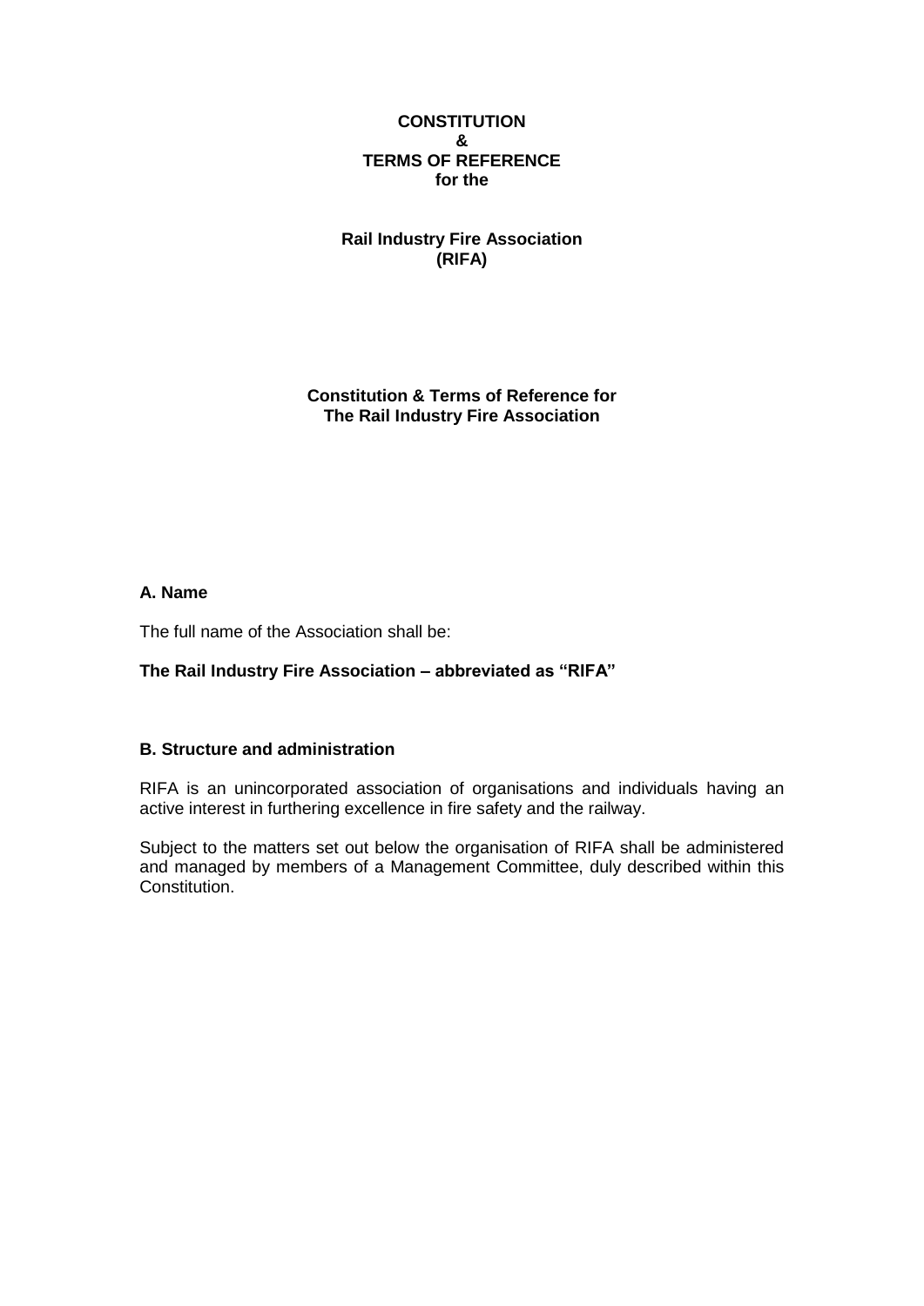**CONSTITUTION**
**&**
**TERMS OF REFERENCE**
**for the**

**Rail Industry Fire Association**
**(RIFA)**

**Constitution & Terms of Reference for**
**The Rail Industry Fire Association**

## A. Name

The full name of the Association shall be:

**The Rail Industry Fire Association – abbreviated as “RIFA”**

## B. Structure and administration

RIFA is an unincorporated association of organisations and individuals having an active interest in furthering excellence in fire safety and the railway.

Subject to the matters set out below the organisation of RIFA shall be administered and managed by members of a Management Committee, duly described within this Constitution.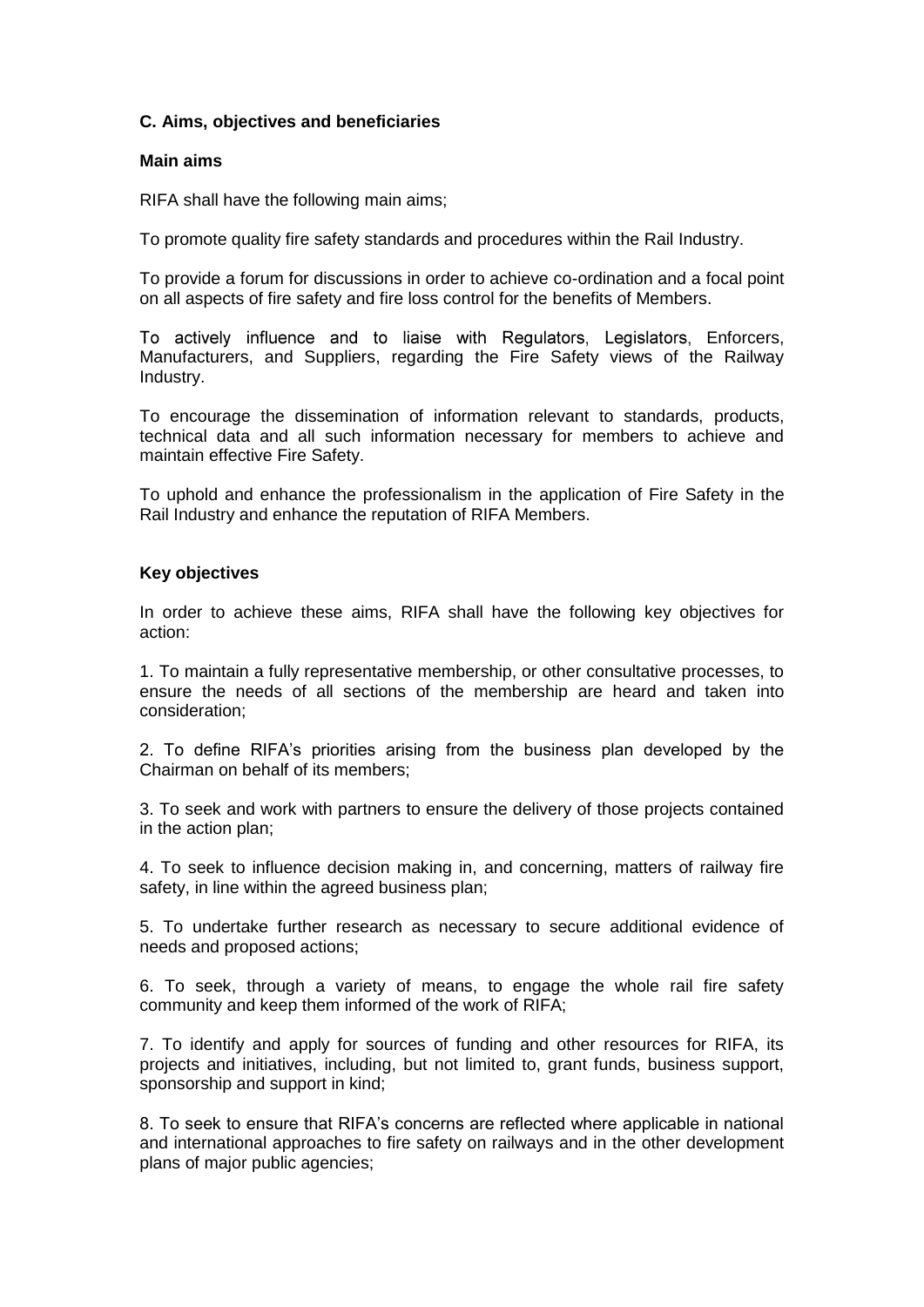**C. Aims, objectives and beneficiaries**

**Main aims**

RIFA shall have the following main aims;

To promote quality fire safety standards and procedures within the Rail Industry.

To provide a forum for discussions in order to achieve co-ordination and a focal point on all aspects of fire safety and fire loss control for the benefits of Members.

To actively influence and to liaise with Regulators, Legislators, Enforcers, Manufacturers, and Suppliers, regarding the Fire Safety views of the Railway Industry.

To encourage the dissemination of information relevant to standards, products, technical data and all such information necessary for members to achieve and maintain effective Fire Safety.

To uphold and enhance the professionalism in the application of Fire Safety in the Rail Industry and enhance the reputation of RIFA Members.

**Key objectives**

In order to achieve these aims, RIFA shall have the following key objectives for action:

1. To maintain a fully representative membership, or other consultative processes, to ensure the needs of all sections of the membership are heard and taken into consideration;

2. To define RIFA's priorities arising from the business plan developed by the Chairman on behalf of its members;

3. To seek and work with partners to ensure the delivery of those projects contained in the action plan;

4. To seek to influence decision making in, and concerning, matters of railway fire safety, in line within the agreed business plan;

5. To undertake further research as necessary to secure additional evidence of needs and proposed actions;

6. To seek, through a variety of means, to engage the whole rail fire safety community and keep them informed of the work of RIFA;

7. To identify and apply for sources of funding and other resources for RIFA, its projects and initiatives, including, but not limited to, grant funds, business support, sponsorship and support in kind;

8. To seek to ensure that RIFA's concerns are reflected where applicable in national and international approaches to fire safety on railways and in the other development plans of major public agencies;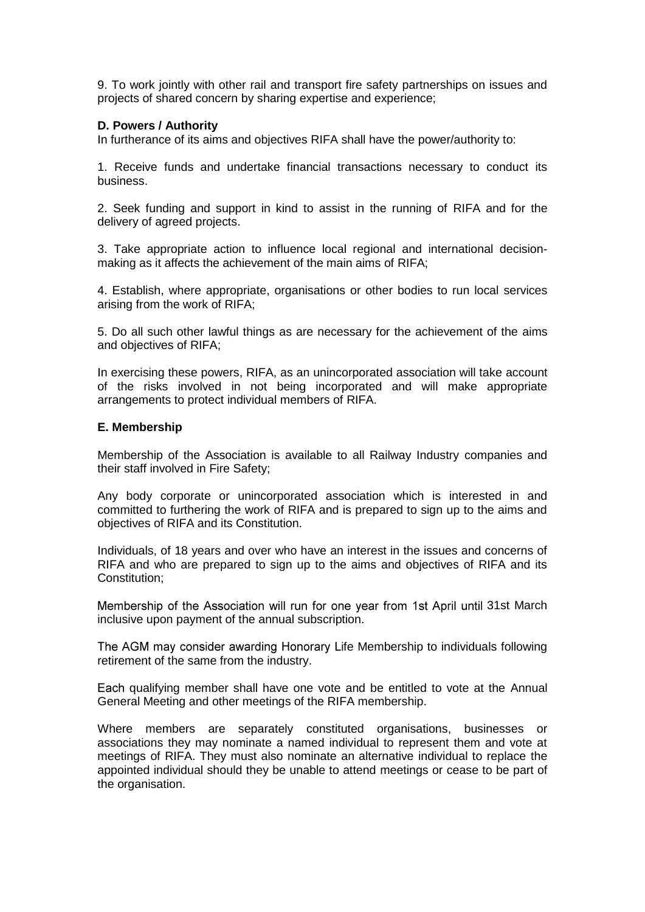9. To work jointly with other rail and transport fire safety partnerships on issues and projects of shared concern by sharing expertise and experience;

**D. Powers / Authority**

In furtherance of its aims and objectives RIFA shall have the power/authority to:

1. Receive funds and undertake financial transactions necessary to conduct its business.

2. Seek funding and support in kind to assist in the running of RIFA and for the delivery of agreed projects.

3. Take appropriate action to influence local regional and international decision-making as it affects the achievement of the main aims of RIFA;

4. Establish, where appropriate, organisations or other bodies to run local services arising from the work of RIFA;

5. Do all such other lawful things as are necessary for the achievement of the aims and objectives of RIFA;

In exercising these powers, RIFA, as an unincorporated association will take account of the risks involved in not being incorporated and will make appropriate arrangements to protect individual members of RIFA.

**E. Membership**

Membership of the Association is available to all Railway Industry companies and their staff involved in Fire Safety;

Any body corporate or unincorporated association which is interested in and committed to furthering the work of RIFA and is prepared to sign up to the aims and objectives of RIFA and its Constitution.

Individuals, of 18 years and over who have an interest in the issues and concerns of RIFA and who are prepared to sign up to the aims and objectives of RIFA and its Constitution;

Membership of the Association will run for one year from 1st April until 31st March inclusive upon payment of the annual subscription.

The AGM may consider awarding Honorary Life Membership to individuals following retirement of the same from the industry.

Each qualifying member shall have one vote and be entitled to vote at the Annual General Meeting and other meetings of the RIFA membership.

Where members are separately constituted organisations, businesses or associations they may nominate a named individual to represent them and vote at meetings of RIFA. They must also nominate an alternative individual to replace the appointed individual should they be unable to attend meetings or cease to be part of the organisation.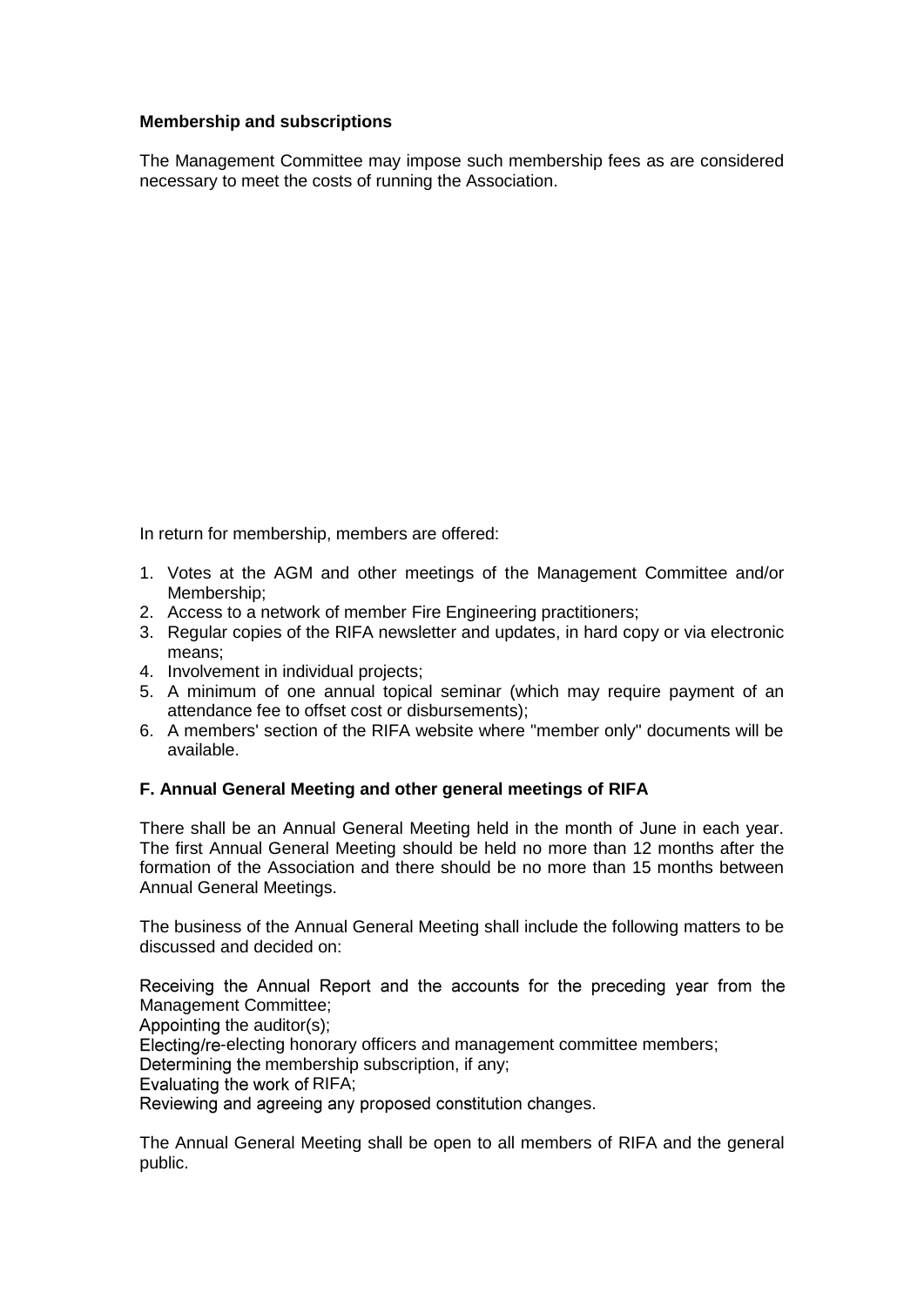**Membership and subscriptions**

The Management Committee may impose such membership fees as are considered necessary to meet the costs of running the Association.

In return for membership, members are offered:

1. Votes at the AGM and other meetings of the Management Committee and/or Membership;
2. Access to a network of member Fire Engineering practitioners;
3. Regular copies of the RIFA newsletter and updates, in hard copy or via electronic means;
4. Involvement in individual projects;
5. A minimum of one annual topical seminar (which may require payment of an attendance fee to offset cost or disbursements);
6. A members' section of the RIFA website where "member only" documents will be available.

## F. Annual General Meeting and other general meetings of RIFA

There shall be an Annual General Meeting held in the month of June in each year. The first Annual General Meeting should be held no more than 12 months after the formation of the Association and there should be no more than 15 months between Annual General Meetings.

The business of the Annual General Meeting shall include the following matters to be discussed and decided on:

Receiving the Annual Report and the accounts for the preceding year from the Management Committee;
Appointing the auditor(s);
Electing/re-electing honorary officers and management committee members;
Determining the membership subscription, if any;
Evaluating the work of RIFA;
Reviewing and agreeing any proposed constitution changes.

The Annual General Meeting shall be open to all members of RIFA and the general public.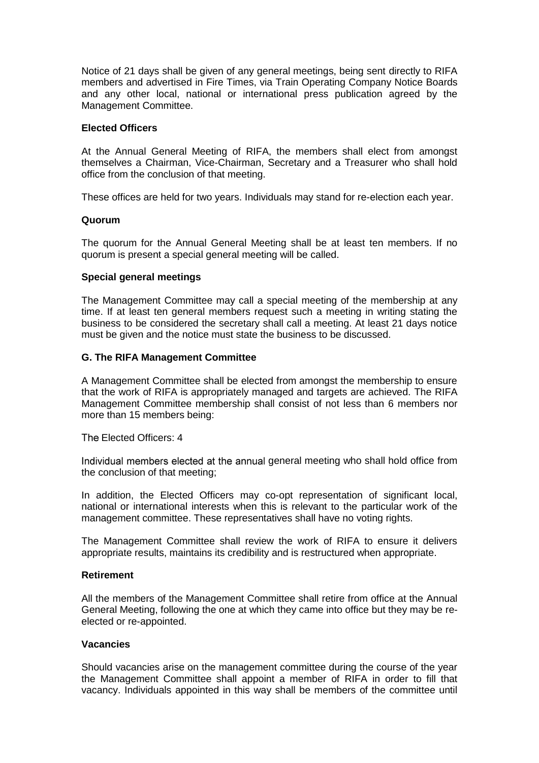Notice of 21 days shall be given of any general meetings, being sent directly to RIFA members and advertised in Fire Times, via Train Operating Company Notice Boards and any other local, national or international press publication agreed by the Management Committee.

**Elected Officers**

At the Annual General Meeting of RIFA, the members shall elect from amongst themselves a Chairman, Vice-Chairman, Secretary and a Treasurer who shall hold office from the conclusion of that meeting.

These offices are held for two years. Individuals may stand for re-election each year.

**Quorum**

The quorum for the Annual General Meeting shall be at least ten members. If no quorum is present a special general meeting will be called.

**Special general meetings**

The Management Committee may call a special meeting of the membership at any time. If at least ten general members request such a meeting in writing stating the business to be considered the secretary shall call a meeting. At least 21 days notice must be given and the notice must state the business to be discussed.

**G. The RIFA Management Committee**

A Management Committee shall be elected from amongst the membership to ensure that the work of RIFA is appropriately managed and targets are achieved. The RIFA Management Committee membership shall consist of not less than 6 members nor more than 15 members being:

The Elected Officers: 4

Individual members elected at the annual general meeting who shall hold office from the conclusion of that meeting;

In addition, the Elected Officers may co-opt representation of significant local, national or international interests when this is relevant to the particular work of the management committee. These representatives shall have no voting rights.

The Management Committee shall review the work of RIFA to ensure it delivers appropriate results, maintains its credibility and is restructured when appropriate.

**Retirement**

All the members of the Management Committee shall retire from office at the Annual General Meeting, following the one at which they came into office but they may be re-elected or re-appointed.

**Vacancies**

Should vacancies arise on the management committee during the course of the year the Management Committee shall appoint a member of RIFA in order to fill that vacancy. Individuals appointed in this way shall be members of the committee until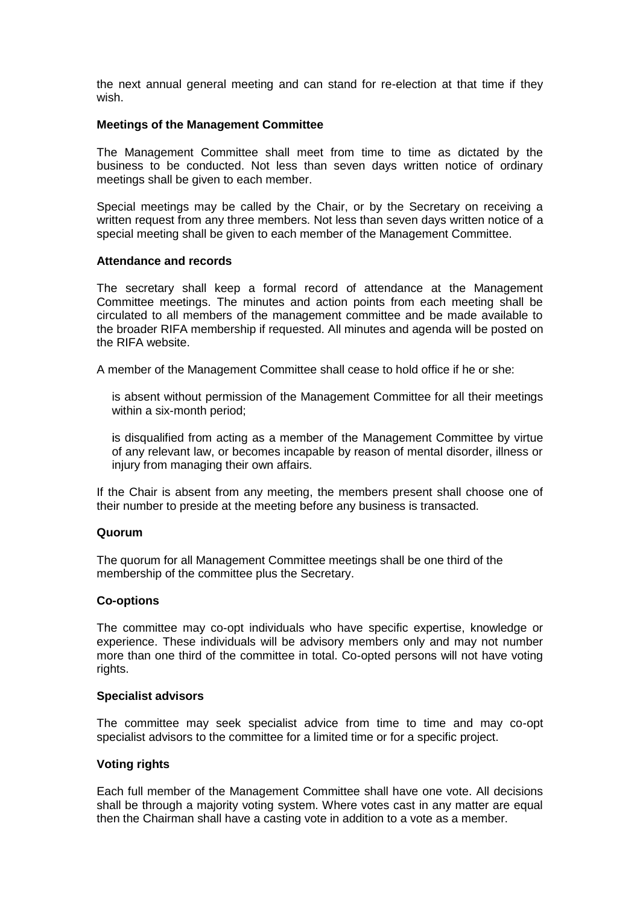the next annual general meeting and can stand for re-election at that time if they wish.

**Meetings of the Management Committee**

The Management Committee shall meet from time to time as dictated by the business to be conducted. Not less than seven days written notice of ordinary meetings shall be given to each member.

Special meetings may be called by the Chair, or by the Secretary on receiving a written request from any three members. Not less than seven days written notice of a special meeting shall be given to each member of the Management Committee.

**Attendance and records**

The secretary shall keep a formal record of attendance at the Management Committee meetings. The minutes and action points from each meeting shall be circulated to all members of the management committee and be made available to the broader RIFA membership if requested. All minutes and agenda will be posted on the RIFA website.

A member of the Management Committee shall cease to hold office if he or she:

is absent without permission of the Management Committee for all their meetings within a six-month period;

is disqualified from acting as a member of the Management Committee by virtue of any relevant law, or becomes incapable by reason of mental disorder, illness or injury from managing their own affairs.

If the Chair is absent from any meeting, the members present shall choose one of their number to preside at the meeting before any business is transacted.

**Quorum**

The quorum for all Management Committee meetings shall be one third of the membership of the committee plus the Secretary.

**Co-options**

The committee may co-opt individuals who have specific expertise, knowledge or experience. These individuals will be advisory members only and may not number more than one third of the committee in total. Co-opted persons will not have voting rights.

**Specialist advisors**

The committee may seek specialist advice from time to time and may co-opt specialist advisors to the committee for a limited time or for a specific project.

**Voting rights**

Each full member of the Management Committee shall have one vote. All decisions shall be through a majority voting system. Where votes cast in any matter are equal then the Chairman shall have a casting vote in addition to a vote as a member.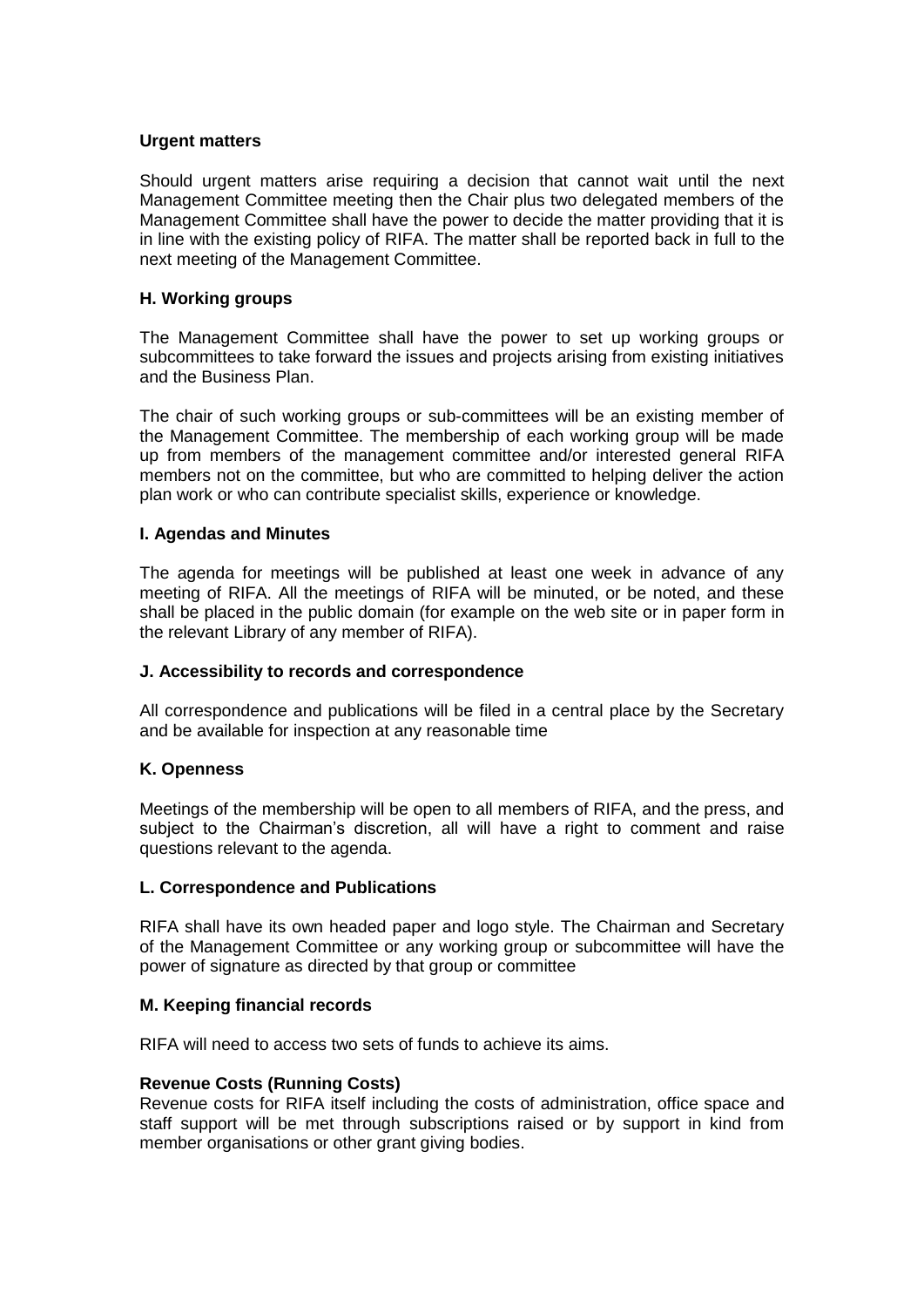**Urgent matters**

Should urgent matters arise requiring a decision that cannot wait until the next Management Committee meeting then the Chair plus two delegated members of the Management Committee shall have the power to decide the matter providing that it is in line with the existing policy of RIFA. The matter shall be reported back in full to the next meeting of the Management Committee.

### H. Working groups

The Management Committee shall have the power to set up working groups or subcommittees to take forward the issues and projects arising from existing initiatives and the Business Plan.

The chair of such working groups or sub-committees will be an existing member of the Management Committee. The membership of each working group will be made up from members of the management committee and/or interested general RIFA members not on the committee, but who are committed to helping deliver the action plan work or who can contribute specialist skills, experience or knowledge.

### I. Agendas and Minutes

The agenda for meetings will be published at least one week in advance of any meeting of RIFA. All the meetings of RIFA will be minuted, or be noted, and these shall be placed in the public domain (for example on the web site or in paper form in the relevant Library of any member of RIFA).

### J. Accessibility to records and correspondence

All correspondence and publications will be filed in a central place by the Secretary and be available for inspection at any reasonable time

### K. Openness

Meetings of the membership will be open to all members of RIFA, and the press, and subject to the Chairman's discretion, all will have a right to comment and raise questions relevant to the agenda.

### L. Correspondence and Publications

RIFA shall have its own headed paper and logo style. The Chairman and Secretary of the Management Committee or any working group or subcommittee will have the power of signature as directed by that group or committee

### M. Keeping financial records

RIFA will need to access two sets of funds to achieve its aims.

**Revenue Costs (Running Costs)**
Revenue costs for RIFA itself including the costs of administration, office space and staff support will be met through subscriptions raised or by support in kind from member organisations or other grant giving bodies.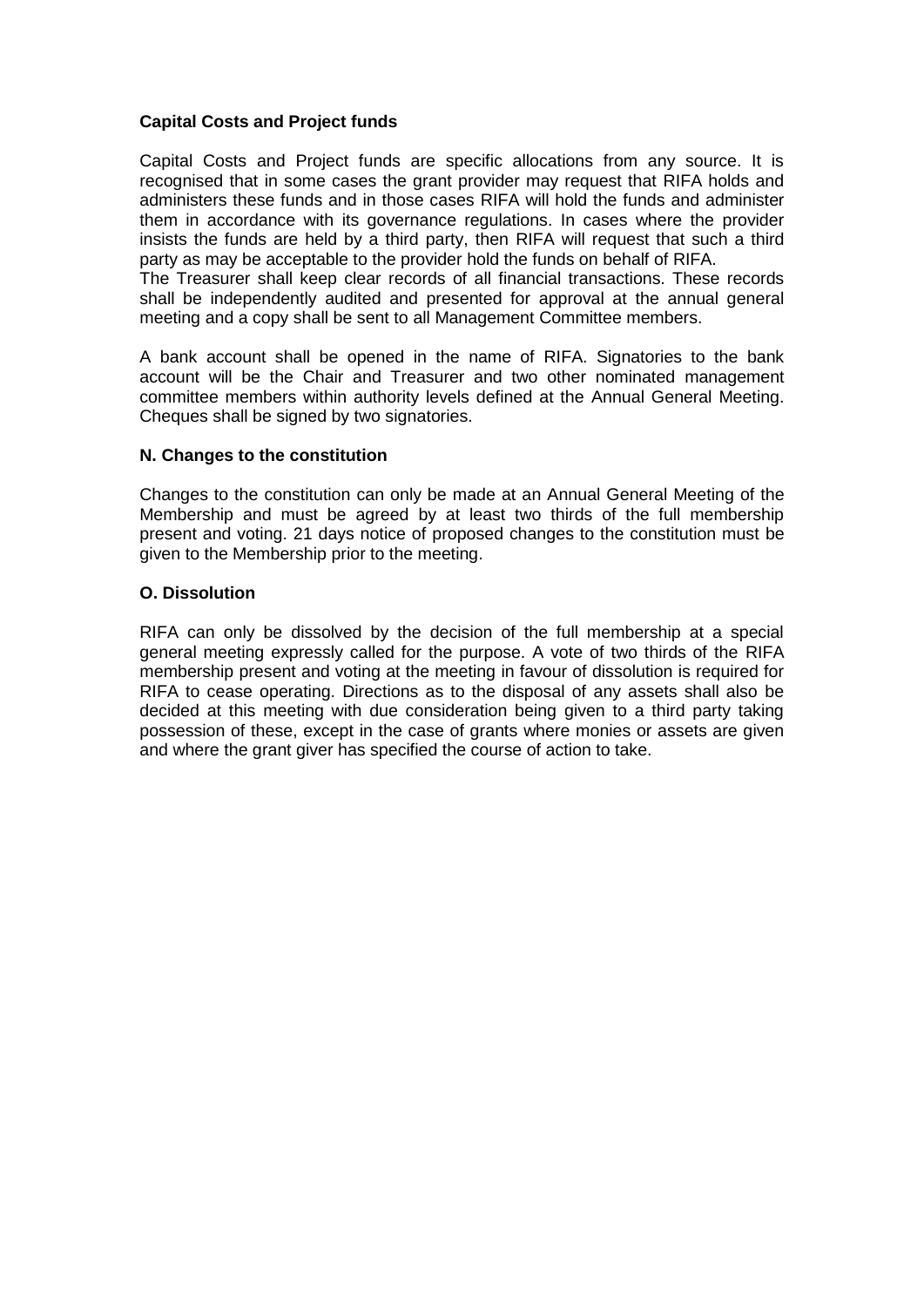**Capital Costs and Project funds**

Capital Costs and Project funds are specific allocations from any source. It is recognised that in some cases the grant provider may request that RIFA holds and administers these funds and in those cases RIFA will hold the funds and administer them in accordance with its governance regulations. In cases where the provider insists the funds are held by a third party, then RIFA will request that such a third party as may be acceptable to the provider hold the funds on behalf of RIFA.
The Treasurer shall keep clear records of all financial transactions. These records shall be independently audited and presented for approval at the annual general meeting and a copy shall be sent to all Management Committee members.

A bank account shall be opened in the name of RIFA. Signatories to the bank account will be the Chair and Treasurer and two other nominated management committee members within authority levels defined at the Annual General Meeting. Cheques shall be signed by two signatories.

**N. Changes to the constitution**

Changes to the constitution can only be made at an Annual General Meeting of the Membership and must be agreed by at least two thirds of the full membership present and voting. 21 days notice of proposed changes to the constitution must be given to the Membership prior to the meeting.

**O. Dissolution**

RIFA can only be dissolved by the decision of the full membership at a special general meeting expressly called for the purpose. A vote of two thirds of the RIFA membership present and voting at the meeting in favour of dissolution is required for RIFA to cease operating. Directions as to the disposal of any assets shall also be decided at this meeting with due consideration being given to a third party taking possession of these, except in the case of grants where monies or assets are given and where the grant giver has specified the course of action to take.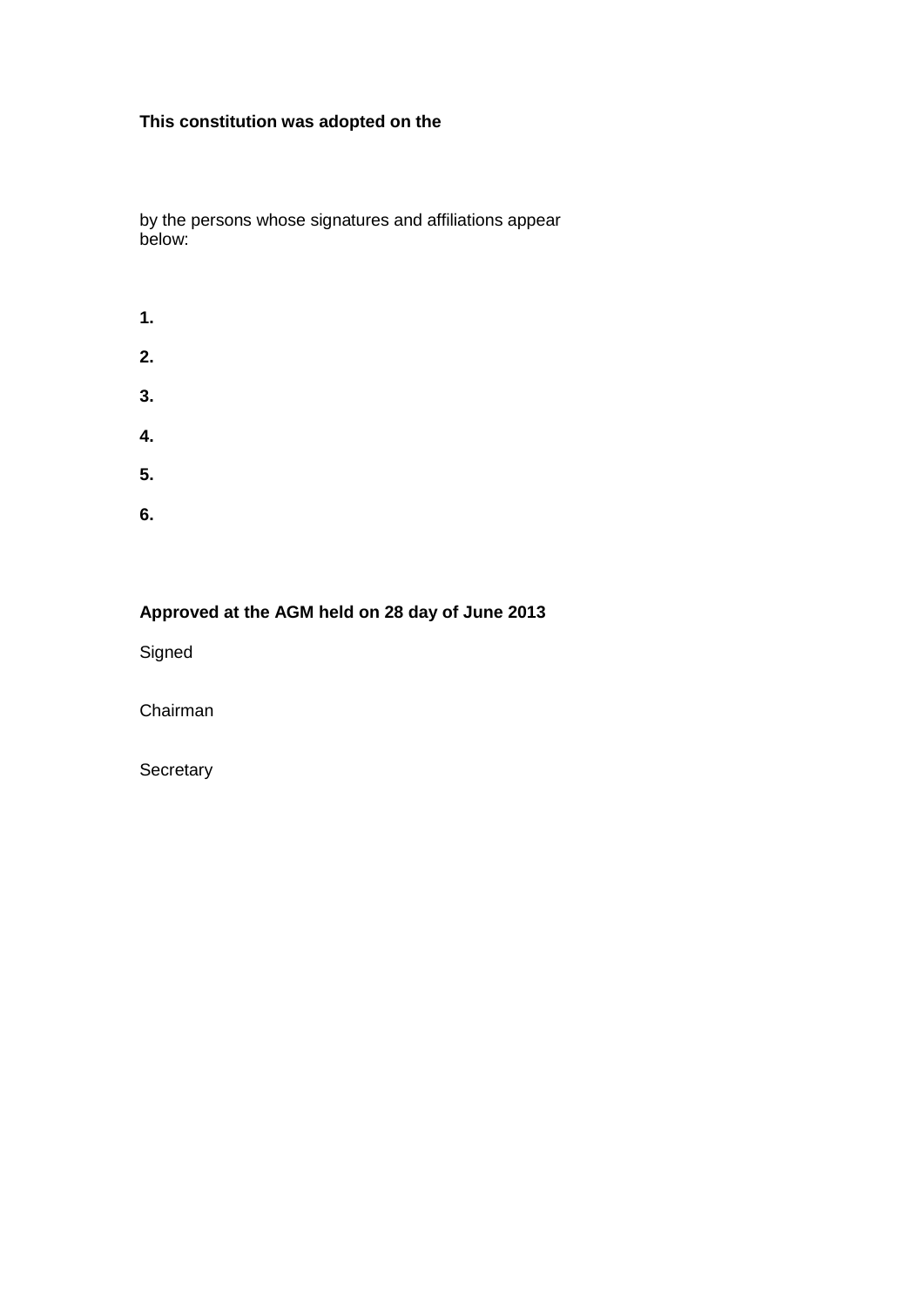**This constitution was adopted on the**

by the persons whose signatures and affiliations appear below:

**1.**

**2.**

**3.**

**4.**

**5.**

**6.**

**Approved at the AGM held on 28 day of June 2013**

Signed

Chairman

Secretary